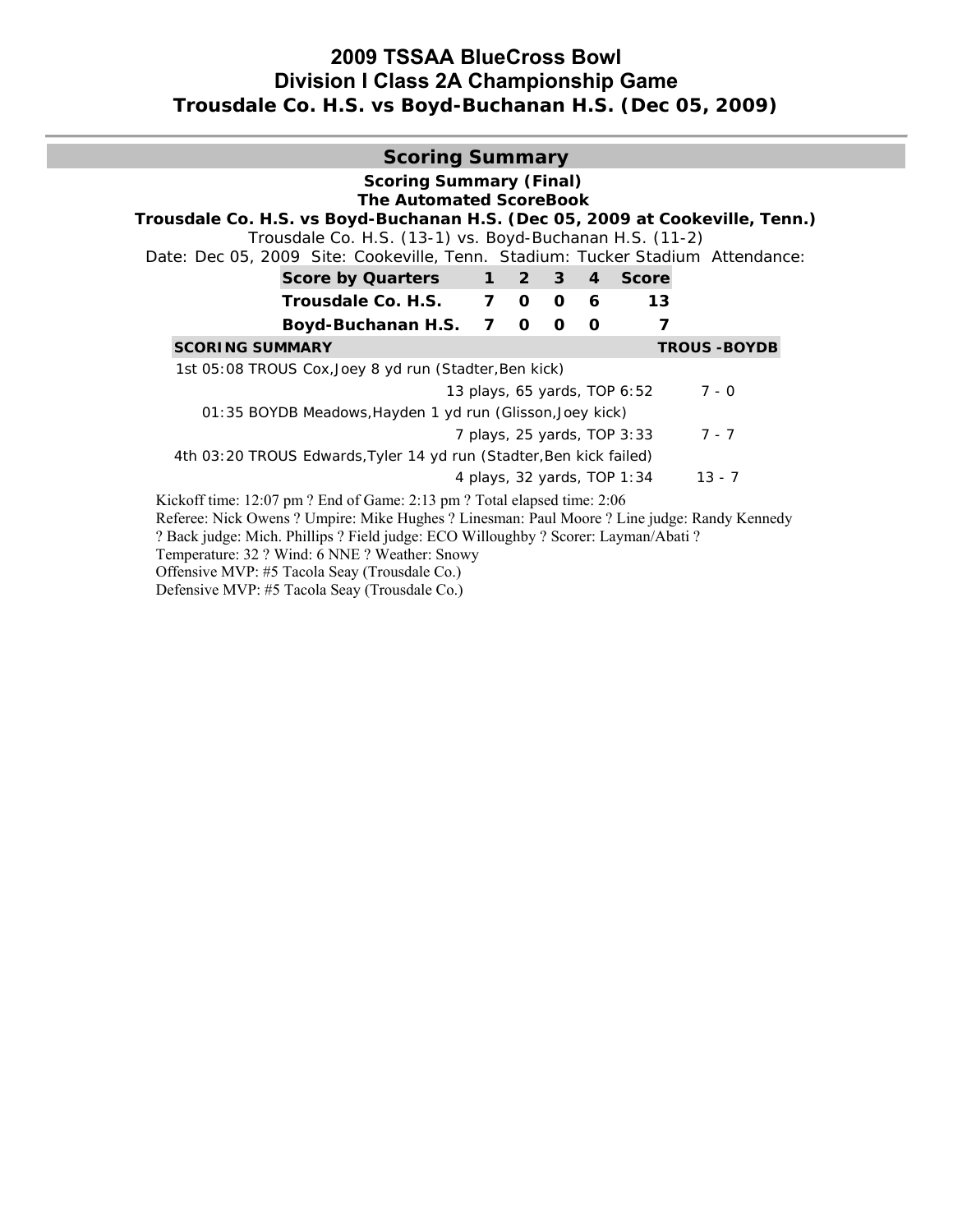# 2009 TSSAA BlueCross Bowl
# Division I Class 2A Championship Game
# Trousdale Co. H.S. vs Boyd-Buchanan H.S. (Dec 05, 2009)

## Scoring Summary

**Scoring Summary (Final)**
**The Automated ScoreBook**
**Trousdale Co. H.S. vs Boyd-Buchanan H.S. (Dec 05, 2009 at Cookeville, Tenn.)**
Trousdale Co. H.S. (13-1) vs. Boyd-Buchanan H.S. (11-2)
Date: Dec 05, 2009 Site: Cookeville, Tenn. Stadium: Tucker Stadium Attendance:

| Score by Quarters | 1 | 2 | 3 | 4 | Score |
|---|---|---|---|---|---|
| Trousdale Co. H.S. | 7 | 0 | 0 | 6 | 13 |
| Boyd-Buchanan H.S. | 7 | 0 | 0 | 0 | 7 |

| SCORING SUMMARY | TROUS -BOYDB |
|---|---|
| 1st 05:08 TROUS Cox,Joey 8 yd run (Stadter,Ben kick) | |
| 13 plays, 65 yards, TOP 6:52 | 7 - 0 |
| 01:35 BOYDB Meadows,Hayden 1 yd run (Glisson,Joey kick) | |
| 7 plays, 25 yards, TOP 3:33 | 7 - 7 |
| 4th 03:20 TROUS Edwards,Tyler 14 yd run (Stadter,Ben kick failed) | |
| 4 plays, 32 yards, TOP 1:34 | 13 - 7 |

Kickoff time: 12:07 pm ? End of Game: 2:13 pm ? Total elapsed time: 2:06
Referee: Nick Owens ? Umpire: Mike Hughes ? Linesman: Paul Moore ? Line judge: Randy Kennedy ? Back judge: Mich. Phillips ? Field judge: ECO Willoughby ? Scorer: Layman/Abati ?
Temperature: 32 ? Wind: 6 NNE ? Weather: Snowy
Offensive MVP: #5 Tacola Seay (Trousdale Co.)
Defensive MVP: #5 Tacola Seay (Trousdale Co.)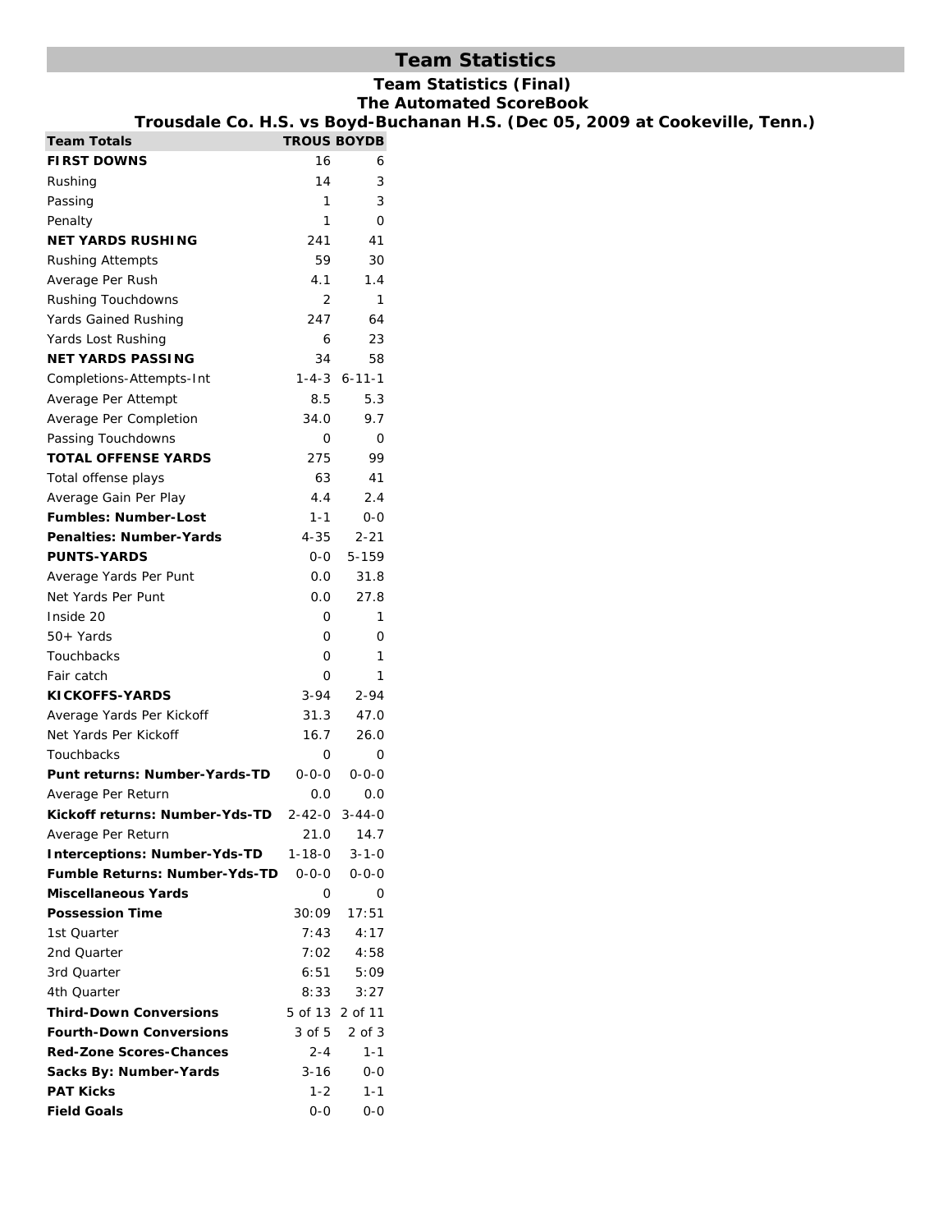# Team Statistics

### Team Statistics (Final)
### The Automated ScoreBook
### Trousdale Co. H.S. vs Boyd-Buchanan H.S. (Dec 05, 2009 at Cookeville, Tenn.)

| Team Totals | TROUS | BOYDB |
|---|---|---|
| **FIRST DOWNS** | 16 | 6 |
| Rushing | 14 | 3 |
| Passing | 1 | 3 |
| Penalty | 1 | 0 |
| **NET YARDS RUSHING** | 241 | 41 |
| Rushing Attempts | 59 | 30 |
| Average Per Rush | 4.1 | 1.4 |
| Rushing Touchdowns | 2 | 1 |
| Yards Gained Rushing | 247 | 64 |
| Yards Lost Rushing | 6 | 23 |
| **NET YARDS PASSING** | 34 | 58 |
| Completions-Attempts-Int | 1-4-3 | 6-11-1 |
| Average Per Attempt | 8.5 | 5.3 |
| Average Per Completion | 34.0 | 9.7 |
| Passing Touchdowns | 0 | 0 |
| **TOTAL OFFENSE YARDS** | 275 | 99 |
| Total offense plays | 63 | 41 |
| Average Gain Per Play | 4.4 | 2.4 |
| **Fumbles: Number-Lost** | 1-1 | 0-0 |
| **Penalties: Number-Yards** | 4-35 | 2-21 |
| **PUNTS-YARDS** | 0-0 | 5-159 |
| Average Yards Per Punt | 0.0 | 31.8 |
| Net Yards Per Punt | 0.0 | 27.8 |
| Inside 20 | 0 | 1 |
| 50+ Yards | 0 | 0 |
| Touchbacks | 0 | 1 |
| Fair catch | 0 | 1 |
| **KICKOFFS-YARDS** | 3-94 | 2-94 |
| Average Yards Per Kickoff | 31.3 | 47.0 |
| Net Yards Per Kickoff | 16.7 | 26.0 |
| Touchbacks | 0 | 0 |
| **Punt returns: Number-Yards-TD** | 0-0-0 | 0-0-0 |
| Average Per Return | 0.0 | 0.0 |
| **Kickoff returns: Number-Yds-TD** | 2-42-0 | 3-44-0 |
| Average Per Return | 21.0 | 14.7 |
| **Interceptions: Number-Yds-TD** | 1-18-0 | 3-1-0 |
| **Fumble Returns: Number-Yds-TD** | 0-0-0 | 0-0-0 |
| **Miscellaneous Yards** | 0 | 0 |
| **Possession Time** | 30:09 | 17:51 |
| 1st Quarter | 7:43 | 4:17 |
| 2nd Quarter | 7:02 | 4:58 |
| 3rd Quarter | 6:51 | 5:09 |
| 4th Quarter | 8:33 | 3:27 |
| **Third-Down Conversions** | 5 of 13 | 2 of 11 |
| **Fourth-Down Conversions** | 3 of 5 | 2 of 3 |
| **Red-Zone Scores-Chances** | 2-4 | 1-1 |
| **Sacks By: Number-Yards** | 3-16 | 0-0 |
| **PAT Kicks** | 1-2 | 1-1 |
| **Field Goals** | 0-0 | 0-0 |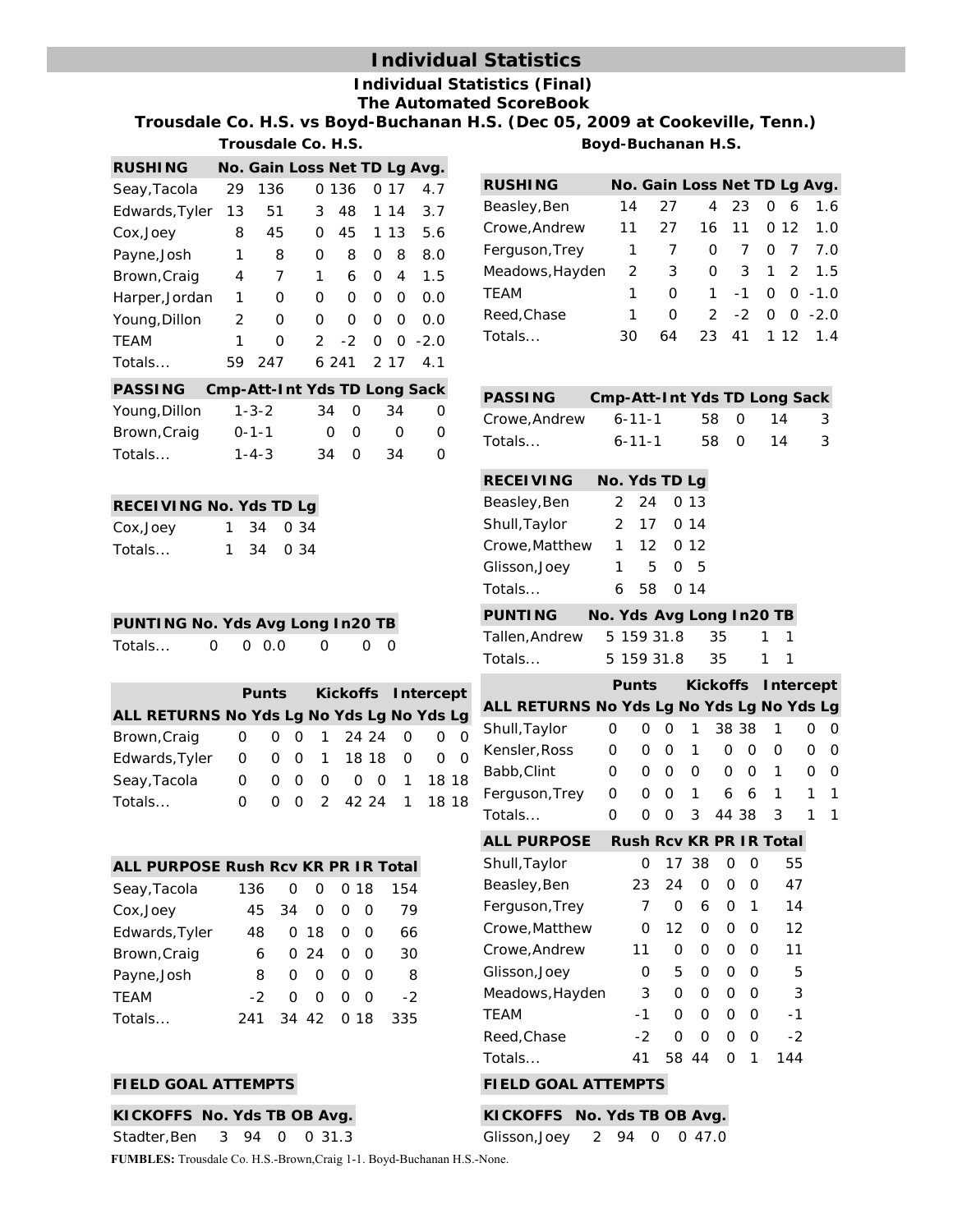# Individual Statistics

## Individual Statistics (Final)
## The Automated ScoreBook
## Trousdale Co. H.S. vs Boyd-Buchanan H.S. (Dec 05, 2009 at Cookeville, Tenn.)

### Trousdale Co. H.S.

| RUSHING | No. | Gain | Loss | Net | TD | Lg | Avg. |
|---|---|---|---|---|---|---|---|
| Seay,Tacola | 29 | 136 | 0 | 136 | 0 | 17 | 4.7 |
| Edwards,Tyler | 13 | 51 | 3 | 48 | 1 | 14 | 3.7 |
| Cox,Joey | 8 | 45 | 0 | 45 | 1 | 13 | 5.6 |
| Payne,Josh | 1 | 8 | 0 | 8 | 0 | 8 | 8.0 |
| Brown,Craig | 4 | 7 | 1 | 6 | 0 | 4 | 1.5 |
| Harper,Jordan | 1 | 0 | 0 | 0 | 0 | 0 | 0.0 |
| Young,Dillon | 2 | 0 | 0 | 0 | 0 | 0 | 0.0 |
| TEAM | 1 | 0 | 2 | -2 | 0 | 0 | -2.0 |
| Totals... | 59 | 247 | 6 | 241 | 2 | 17 | 4.1 |

| PASSING | Cmp-Att-Int | Yds | TD | Long | Sack |
|---|---|---|---|---|---|
| Young,Dillon | 1-3-2 | 34 | 0 | 34 | 0 |
| Brown,Craig | 0-1-1 | 0 | 0 | 0 | 0 |
| Totals... | 1-4-3 | 34 | 0 | 34 | 0 |

| RECEIVING | No. | Yds | TD | Lg |
|---|---|---|---|---|
| Cox,Joey | 1 | 34 | 0 | 34 |
| Totals... | 1 | 34 | 0 | 34 |

| PUNTING | No. | Yds | Avg | Long | In20 | TB |
|---|---|---|---|---|---|---|
| Totals... | 0 | 0 | 0.0 | 0 | 0 | 0 |

| | Punts | | | Kickoffs | | | Intercept | | |
|---|---|---|---|---|---|---|---|---|---|
| ALL RETURNS | No | Yds | Lg | No | Yds | Lg | No | Yds | Lg |
| Brown,Craig | 0 | 0 | 0 | 1 | 24 | 24 | 0 | 0 | 0 |
| Edwards,Tyler | 0 | 0 | 0 | 1 | 18 | 18 | 0 | 0 | 0 |
| Seay,Tacola | 0 | 0 | 0 | 0 | 0 | 0 | 1 | 18 | 18 |
| Totals... | 0 | 0 | 0 | 2 | 42 | 24 | 1 | 18 | 18 |

| ALL PURPOSE | Rush | Rcv | KR | PR | IR | Total |
|---|---|---|---|---|---|---|
| Seay,Tacola | 136 | 0 | 0 | 0 | 18 | 154 |
| Cox,Joey | 45 | 34 | 0 | 0 | 0 | 79 |
| Edwards,Tyler | 48 | 0 | 18 | 0 | 0 | 66 |
| Brown,Craig | 6 | 0 | 24 | 0 | 0 | 30 |
| Payne,Josh | 8 | 0 | 0 | 0 | 0 | 8 |
| TEAM | -2 | 0 | 0 | 0 | 0 | -2 |
| Totals... | 241 | 34 | 42 | 0 | 18 | 335 |

**FIELD GOAL ATTEMPTS**

| KICKOFFS | No. | Yds | TB | OB | Avg. |
|---|---|---|---|---|---|
| Stadter,Ben | 3 | 94 | 0 | 0 | 31.3 |

### Boyd-Buchanan H.S.

| RUSHING | No. | Gain | Loss | Net | TD | Lg | Avg. |
|---|---|---|---|---|---|---|---|
| Beasley,Ben | 14 | 27 | 4 | 23 | 0 | 6 | 1.6 |
| Crowe,Andrew | 11 | 27 | 16 | 11 | 0 | 12 | 1.0 |
| Ferguson,Trey | 1 | 7 | 0 | 7 | 0 | 7 | 7.0 |
| Meadows,Hayden | 2 | 3 | 0 | 3 | 1 | 2 | 1.5 |
| TEAM | 1 | 0 | 1 | -1 | 0 | 0 | -1.0 |
| Reed,Chase | 1 | 0 | 2 | -2 | 0 | 0 | -2.0 |
| Totals... | 30 | 64 | 23 | 41 | 1 | 12 | 1.4 |

| PASSING | Cmp-Att-Int | Yds | TD | Long | Sack |
|---|---|---|---|---|---|
| Crowe,Andrew | 6-11-1 | 58 | 0 | 14 | 3 |
| Totals... | 6-11-1 | 58 | 0 | 14 | 3 |

| RECEIVING | No. | Yds | TD | Lg |
|---|---|---|---|---|
| Beasley,Ben | 2 | 24 | 0 | 13 |
| Shull,Taylor | 2 | 17 | 0 | 14 |
| Crowe,Matthew | 1 | 12 | 0 | 12 |
| Glisson,Joey | 1 | 5 | 0 | 5 |
| Totals... | 6 | 58 | 0 | 14 |

| PUNTING | No. | Yds | Avg | Long | In20 | TB |
|---|---|---|---|---|---|---|
| Tallen,Andrew | 5 | 159 | 31.8 | 35 | 1 | 1 |
| Totals... | 5 | 159 | 31.8 | 35 | 1 | 1 |

| | Punts | | | Kickoffs | | | Intercept | | |
|---|---|---|---|---|---|---|---|---|---|
| ALL RETURNS | No | Yds | Lg | No | Yds | Lg | No | Yds | Lg |
| Shull,Taylor | 0 | 0 | 0 | 1 | 38 | 38 | 1 | 0 | 0 |
| Kensler,Ross | 0 | 0 | 0 | 1 | 0 | 0 | 0 | 0 | 0 |
| Babb,Clint | 0 | 0 | 0 | 0 | 0 | 0 | 1 | 0 | 0 |
| Ferguson,Trey | 0 | 0 | 0 | 1 | 6 | 6 | 1 | 1 | 1 |
| Totals... | 0 | 0 | 0 | 3 | 44 | 38 | 3 | 1 | 1 |

| ALL PURPOSE | Rush | Rcv | KR | PR | IR | Total |
|---|---|---|---|---|---|---|
| Shull,Taylor | 0 | 17 | 38 | 0 | 0 | 55 |
| Beasley,Ben | 23 | 24 | 0 | 0 | 0 | 47 |
| Ferguson,Trey | 7 | 0 | 6 | 0 | 1 | 14 |
| Crowe,Matthew | 0 | 12 | 0 | 0 | 0 | 12 |
| Crowe,Andrew | 11 | 0 | 0 | 0 | 0 | 11 |
| Glisson,Joey | 0 | 5 | 0 | 0 | 0 | 5 |
| Meadows,Hayden | 3 | 0 | 0 | 0 | 0 | 3 |
| TEAM | -1 | 0 | 0 | 0 | 0 | -1 |
| Reed,Chase | -2 | 0 | 0 | 0 | 0 | -2 |
| Totals... | 41 | 58 | 44 | 0 | 1 | 144 |

**FIELD GOAL ATTEMPTS**

| KICKOFFS | No. | Yds | TB | OB | Avg. |
|---|---|---|---|---|---|
| Glisson,Joey | 2 | 94 | 0 | 0 | 47.0 |

**FUMBLES:** Trousdale Co. H.S.-Brown,Craig 1-1. Boyd-Buchanan H.S.-None.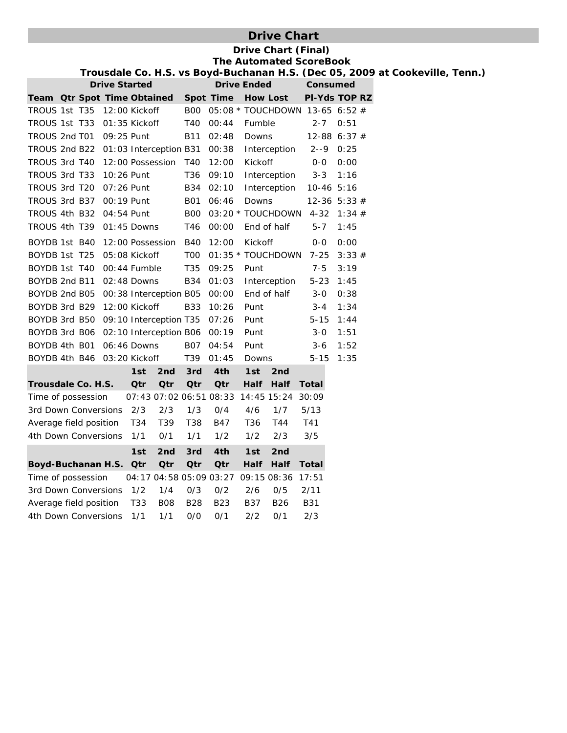# Drive Chart

**Drive Chart (Final)**
**The Automated ScoreBook**
**Trousdale Co. H.S. vs Boyd-Buchanan H.S. (Dec 05, 2009 at Cookeville, Tenn.)**

| Drive Started | | | | | Drive Ended | | | Consumed | | |
|---|---|---|---|---|---|---|---|---|---|---|
| **Team** | **Qtr** | **Spot** | **Time** | **Obtained** | **Spot** | **Time** | **How Lost** | **Pl-Yds** | **TOP** | **RZ** |
| TROUS | 1st | T35 | 12:00 | Kickoff | B00 | 05:08 | * TOUCHDOWN | 13-65 | 6:52 | # |
| TROUS | 1st | T33 | 01:35 | Kickoff | T40 | 00:44 | Fumble | 2-7 | 0:51 | |
| TROUS | 2nd | T01 | 09:25 | Punt | B11 | 02:48 | Downs | 12-88 | 6:37 | # |
| TROUS | 2nd | B22 | 01:03 | Interception | B31 | 00:38 | Interception | 2--9 | 0:25 | |
| TROUS | 3rd | T40 | 12:00 | Possession | T40 | 12:00 | Kickoff | 0-0 | 0:00 | |
| TROUS | 3rd | T33 | 10:26 | Punt | T36 | 09:10 | Interception | 3-3 | 1:16 | |
| TROUS | 3rd | T20 | 07:26 | Punt | B34 | 02:10 | Interception | 10-46 | 5:16 | |
| TROUS | 3rd | B37 | 00:19 | Punt | B01 | 06:46 | Downs | 12-36 | 5:33 | # |
| TROUS | 4th | B32 | 04:54 | Punt | B00 | 03:20 | * TOUCHDOWN | 4-32 | 1:34 | # |
| TROUS | 4th | T39 | 01:45 | Downs | T46 | 00:00 | End of half | 5-7 | 1:45 | |
| BOYDB | 1st | B40 | 12:00 | Possession | B40 | 12:00 | Kickoff | 0-0 | 0:00 | |
| BOYDB | 1st | T25 | 05:08 | Kickoff | T00 | 01:35 | * TOUCHDOWN | 7-25 | 3:33 | # |
| BOYDB | 1st | T40 | 00:44 | Fumble | T35 | 09:25 | Punt | 7-5 | 3:19 | |
| BOYDB | 2nd | B11 | 02:48 | Downs | B34 | 01:03 | Interception | 5-23 | 1:45 | |
| BOYDB | 2nd | B05 | 00:38 | Interception | B05 | 00:00 | End of half | 3-0 | 0:38 | |
| BOYDB | 3rd | B29 | 12:00 | Kickoff | B33 | 10:26 | Punt | 3-4 | 1:34 | |
| BOYDB | 3rd | B50 | 09:10 | Interception | T35 | 07:26 | Punt | 5-15 | 1:44 | |
| BOYDB | 3rd | B06 | 02:10 | Interception | B06 | 00:19 | Punt | 3-0 | 1:51 | |
| BOYDB | 4th | B01 | 06:46 | Downs | B07 | 04:54 | Punt | 3-6 | 1:52 | |
| BOYDB | 4th | B46 | 03:20 | Kickoff | T39 | 01:45 | Downs | 5-15 | 1:35 | |

| Trousdale Co. H.S. | 1st Qtr | 2nd Qtr | 3rd Qtr | 4th Qtr | 1st Half | 2nd Half | Total |
|---|---|---|---|---|---|---|---|
| Time of possession | 07:43 | 07:02 | 06:51 | 08:33 | 14:45 | 15:24 | 30:09 |
| 3rd Down Conversions | 2/3 | 2/3 | 1/3 | 0/4 | 4/6 | 1/7 | 5/13 |
| Average field position | T34 | T39 | T38 | B47 | T36 | T44 | T41 |
| 4th Down Conversions | 1/1 | 0/1 | 1/1 | 1/2 | 1/2 | 2/3 | 3/5 |

| Boyd-Buchanan H.S. | 1st Qtr | 2nd Qtr | 3rd Qtr | 4th Qtr | 1st Half | 2nd Half | Total |
|---|---|---|---|---|---|---|---|
| Time of possession | 04:17 | 04:58 | 05:09 | 03:27 | 09:15 | 08:36 | 17:51 |
| 3rd Down Conversions | 1/2 | 1/4 | 0/3 | 0/2 | 2/6 | 0/5 | 2/11 |
| Average field position | T33 | B08 | B28 | B23 | B37 | B26 | B31 |
| 4th Down Conversions | 1/1 | 1/1 | 0/0 | 0/1 | 2/2 | 0/1 | 2/3 |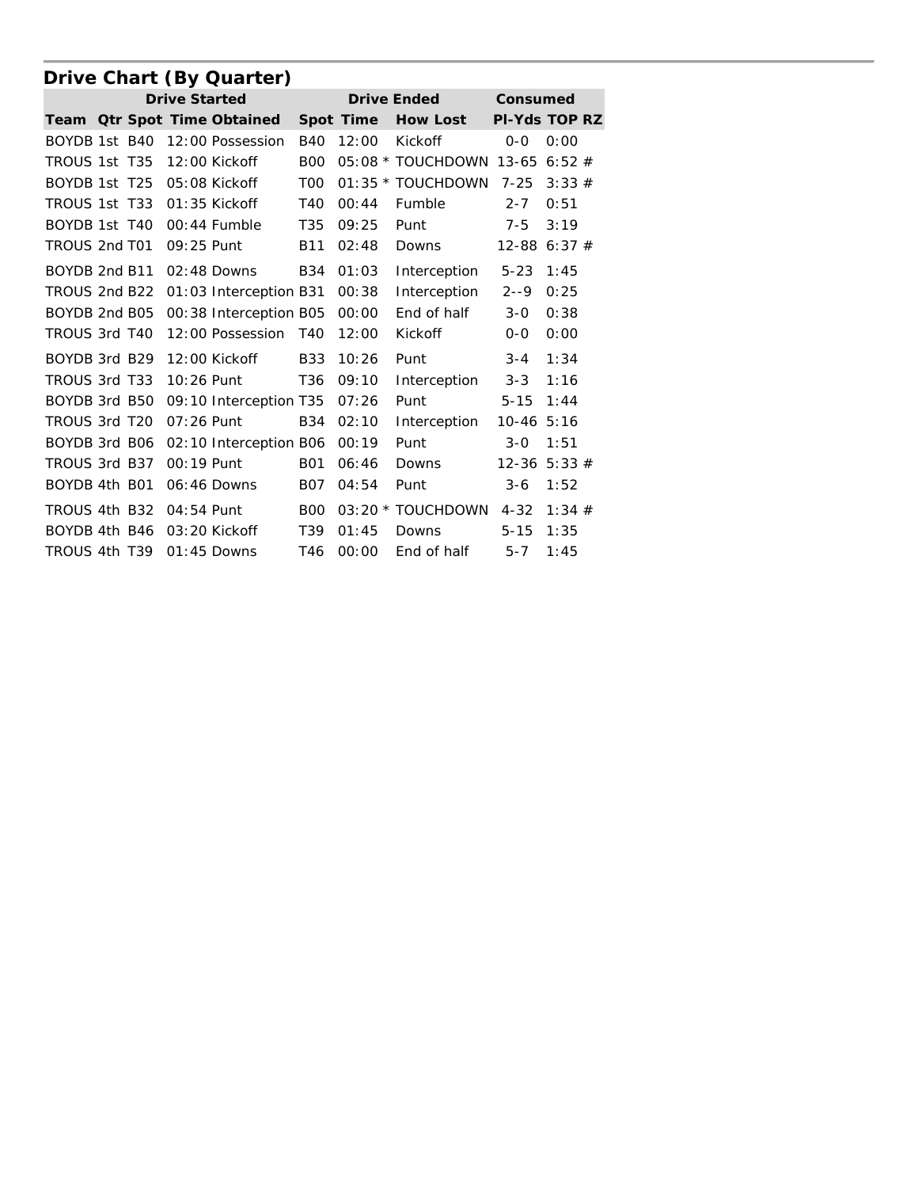## Drive Chart (By Quarter)

| | | Drive Started | | | Drive Ended | | | Consumed | | |
|---|---|---|---|---|---|---|---|---|---|---|
| Team | Qtr | Spot | Time | Obtained | Spot | Time | How Lost | Pl-Yds | TOP | RZ |
| BOYDB | 1st | B40 | 12:00 | Possession | B40 | 12:00 | Kickoff | 0-0 | 0:00 | |
| TROUS | 1st | T35 | 12:00 | Kickoff | B00 | 05:08 | * TOUCHDOWN | 13-65 | 6:52 | # |
| BOYDB | 1st | T25 | 05:08 | Kickoff | T00 | 01:35 | * TOUCHDOWN | 7-25 | 3:33 | # |
| TROUS | 1st | T33 | 01:35 | Kickoff | T40 | 00:44 | Fumble | 2-7 | 0:51 | |
| BOYDB | 1st | T40 | 00:44 | Fumble | T35 | 09:25 | Punt | 7-5 | 3:19 | |
| TROUS | 2nd | T01 | 09:25 | Punt | B11 | 02:48 | Downs | 12-88 | 6:37 | # |
| BOYDB | 2nd | B11 | 02:48 | Downs | B34 | 01:03 | Interception | 5-23 | 1:45 | |
| TROUS | 2nd | B22 | 01:03 | Interception | B31 | 00:38 | Interception | 2--9 | 0:25 | |
| BOYDB | 2nd | B05 | 00:38 | Interception | B05 | 00:00 | End of half | 3-0 | 0:38 | |
| TROUS | 3rd | T40 | 12:00 | Possession | T40 | 12:00 | Kickoff | 0-0 | 0:00 | |
| BOYDB | 3rd | B29 | 12:00 | Kickoff | B33 | 10:26 | Punt | 3-4 | 1:34 | |
| TROUS | 3rd | T33 | 10:26 | Punt | T36 | 09:10 | Interception | 3-3 | 1:16 | |
| BOYDB | 3rd | B50 | 09:10 | Interception | T35 | 07:26 | Punt | 5-15 | 1:44 | |
| TROUS | 3rd | T20 | 07:26 | Punt | B34 | 02:10 | Interception | 10-46 | 5:16 | |
| BOYDB | 3rd | B06 | 02:10 | Interception | B06 | 00:19 | Punt | 3-0 | 1:51 | |
| TROUS | 3rd | B37 | 00:19 | Punt | B01 | 06:46 | Downs | 12-36 | 5:33 | # |
| BOYDB | 4th | B01 | 06:46 | Downs | B07 | 04:54 | Punt | 3-6 | 1:52 | |
| TROUS | 4th | B32 | 04:54 | Punt | B00 | 03:20 | * TOUCHDOWN | 4-32 | 1:34 | # |
| BOYDB | 4th | B46 | 03:20 | Kickoff | T39 | 01:45 | Downs | 5-15 | 1:35 | |
| TROUS | 4th | T39 | 01:45 | Downs | T46 | 00:00 | End of half | 5-7 | 1:45 | |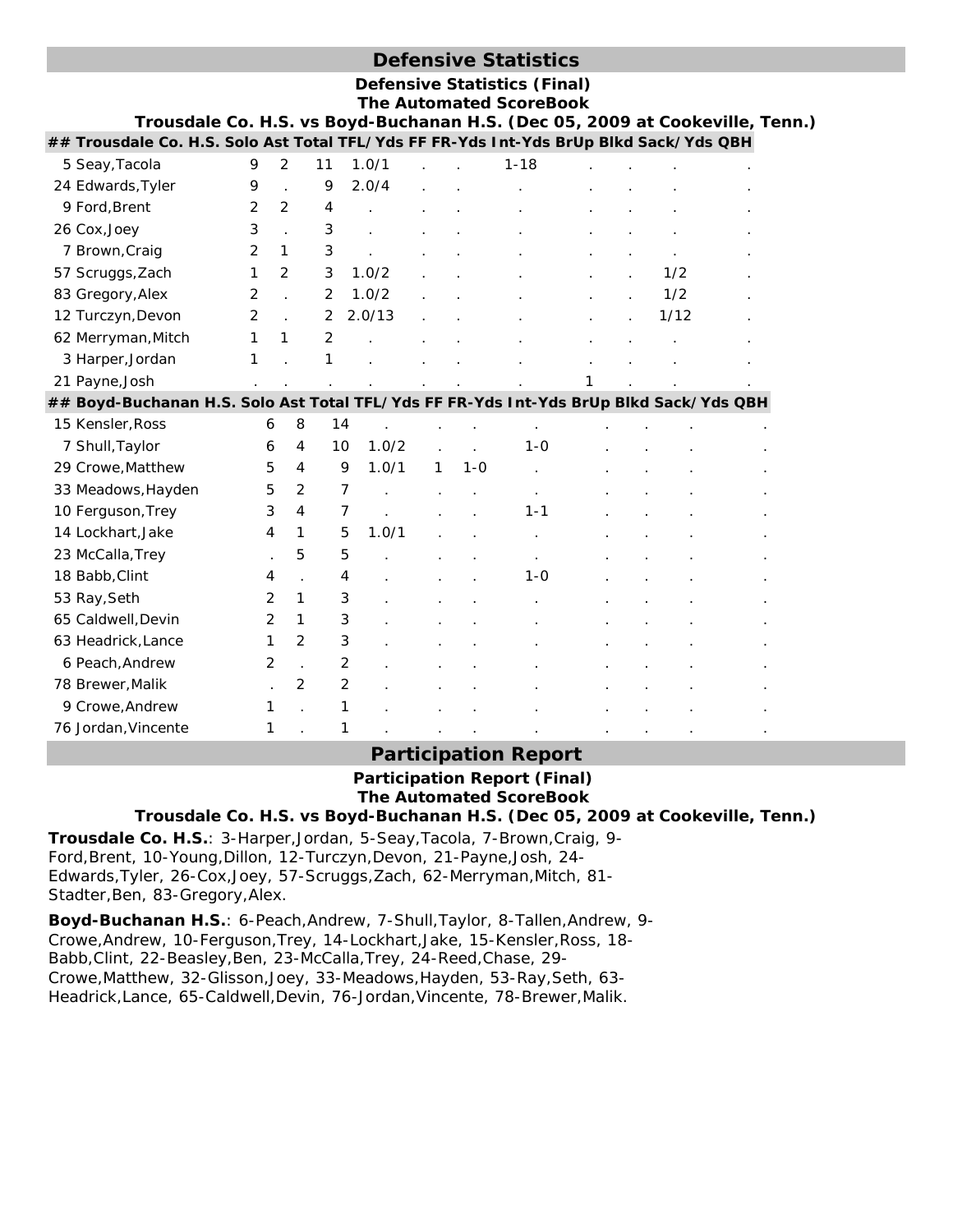## Defensive Statistics

**Defensive Statistics (Final)**
**The Automated ScoreBook**
**Trousdale Co. H.S. vs Boyd-Buchanan H.S. (Dec 05, 2009 at Cookeville, Tenn.)**

| ## Trousdale Co. H.S. | Solo | Ast | Total | TFL/Yds | FF | FR-Yds | Int-Yds | BrUp | Blkd | Sack/Yds | QBH |
|---|---|---|---|---|---|---|---|---|---|---|---|
| 5 Seay,Tacola | 9 | 2 | 11 | 1.0/1 | . | . | 1-18 | . | . | . | . |
| 24 Edwards,Tyler | 9 | . | 9 | 2.0/4 | . | . | . | . | . | . | . |
| 9 Ford,Brent | 2 | 2 | 4 | . | . | . | . | . | . | . | . |
| 26 Cox,Joey | 3 | . | 3 | . | . | . | . | . | . | . | . |
| 7 Brown,Craig | 2 | 1 | 3 | . | . | . | . | . | . | . | . |
| 57 Scruggs,Zach | 1 | 2 | 3 | 1.0/2 | . | . | . | . | . | 1/2 | . |
| 83 Gregory,Alex | 2 | . | 2 | 1.0/2 | . | . | . | . | . | 1/2 | . |
| 12 Turczyn,Devon | 2 | . | 2 | 2.0/13 | . | . | . | . | . | 1/12 | . |
| 62 Merryman,Mitch | 1 | 1 | 2 | . | . | . | . | . | . | . | . |
| 3 Harper,Jordan | 1 | . | 1 | . | . | . | . | . | . | . | . |
| 21 Payne,Josh | . | . | . | . | . | . | . | 1 | . | . | . |

| ## Boyd-Buchanan H.S. | Solo | Ast | Total | TFL/Yds | FF | FR-Yds | Int-Yds | BrUp | Blkd | Sack/Yds | QBH |
|---|---|---|---|---|---|---|---|---|---|---|---|
| 15 Kensler,Ross | 6 | 8 | 14 | . | . | . | . | . | . | . | . |
| 7 Shull,Taylor | 6 | 4 | 10 | 1.0/2 | . | . | 1-0 | . | . | . | . |
| 29 Crowe,Matthew | 5 | 4 | 9 | 1.0/1 | 1 | 1-0 | . | . | . | . | . |
| 33 Meadows,Hayden | 5 | 2 | 7 | . | . | . | . | . | . | . | . |
| 10 Ferguson,Trey | 3 | 4 | 7 | . | . | . | 1-1 | . | . | . | . |
| 14 Lockhart,Jake | 4 | 1 | 5 | 1.0/1 | . | . | . | . | . | . | . |
| 23 McCalla,Trey | . | 5 | 5 | . | . | . | . | . | . | . | . |
| 18 Babb,Clint | 4 | . | 4 | . | . | . | 1-0 | . | . | . | . |
| 53 Ray,Seth | 2 | 1 | 3 | . | . | . | . | . | . | . | . |
| 65 Caldwell,Devin | 2 | 1 | 3 | . | . | . | . | . | . | . | . |
| 63 Headrick,Lance | 1 | 2 | 3 | . | . | . | . | . | . | . | . |
| 6 Peach,Andrew | 2 | . | 2 | . | . | . | . | . | . | . | . |
| 78 Brewer,Malik | . | 2 | 2 | . | . | . | . | . | . | . | . |
| 9 Crowe,Andrew | 1 | . | 1 | . | . | . | . | . | . | . | . |
| 76 Jordan,Vincente | 1 | . | 1 | . | . | . | . | . | . | . | . |

## Participation Report

**Participation Report (Final)**
**The Automated ScoreBook**
**Trousdale Co. H.S. vs Boyd-Buchanan H.S. (Dec 05, 2009 at Cookeville, Tenn.)**

**Trousdale Co. H.S.**: 3-Harper,Jordan, 5-Seay,Tacola, 7-Brown,Craig, 9-Ford,Brent, 10-Young,Dillon, 12-Turczyn,Devon, 21-Payne,Josh, 24-Edwards,Tyler, 26-Cox,Joey, 57-Scruggs,Zach, 62-Merryman,Mitch, 81-Stadter,Ben, 83-Gregory,Alex.

**Boyd-Buchanan H.S.**: 6-Peach,Andrew, 7-Shull,Taylor, 8-Tallen,Andrew, 9-Crowe,Andrew, 10-Ferguson,Trey, 14-Lockhart,Jake, 15-Kensler,Ross, 18-Babb,Clint, 22-Beasley,Ben, 23-McCalla,Trey, 24-Reed,Chase, 29-Crowe,Matthew, 32-Glisson,Joey, 33-Meadows,Hayden, 53-Ray,Seth, 63-Headrick,Lance, 65-Caldwell,Devin, 76-Jordan,Vincente, 78-Brewer,Malik.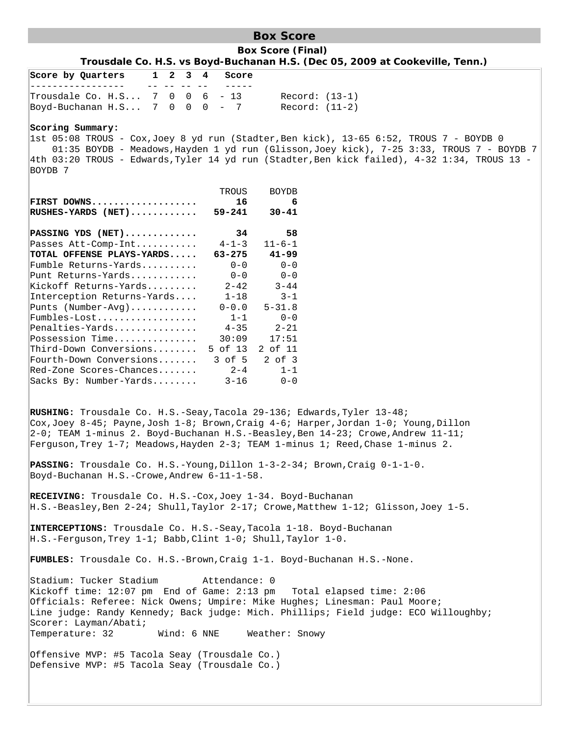# Box Score

## Box Score (Final)

### Trousdale Co. H.S. vs Boyd-Buchanan H.S. (Dec 05, 2009 at Cookeville, Tenn.)

| Score by Quarters | 1 | 2 | 3 | 4 | Score | |
|---|---|---|---|---|---|---|
| Trousdale Co. H.S... | 7 | 0 | 0 | 6 | 13 | Record: (13-1) |
| Boyd-Buchanan H.S... | 7 | 0 | 0 | 0 | 7 | Record: (11-2) |

**Scoring Summary:**

1st 05:08 TROUS - Cox,Joey 8 yd run (Stadter,Ben kick), 13-65 6:52, TROUS 7 - BOYDB 0
01:35 BOYDB - Meadows,Hayden 1 yd run (Glisson,Joey kick), 7-25 3:33, TROUS 7 - BOYDB 7
4th 03:20 TROUS - Edwards,Tyler 14 yd run (Stadter,Ben kick failed), 4-32 1:34, TROUS 13 - BOYDB 7

| | TROUS | BOYDB |
|---|---|---|
| **FIRST DOWNS** | **16** | **6** |
| **RUSHES-YARDS (NET)** | **59-241** | **30-41** |
| **PASSING YDS (NET)** | **34** | **58** |
| Passes Att-Comp-Int | 4-1-3 | 11-6-1 |
| **TOTAL OFFENSE PLAYS-YARDS** | **63-275** | **41-99** |
| Fumble Returns-Yards | 0-0 | 0-0 |
| Punt Returns-Yards | 0-0 | 0-0 |
| Kickoff Returns-Yards | 2-42 | 3-44 |
| Interception Returns-Yards | 1-18 | 3-1 |
| Punts (Number-Avg) | 0-0.0 | 5-31.8 |
| Fumbles-Lost | 1-1 | 0-0 |
| Penalties-Yards | 4-35 | 2-21 |
| Possession Time | 30:09 | 17:51 |
| Third-Down Conversions | 5 of 13 | 2 of 11 |
| Fourth-Down Conversions | 3 of 5 | 2 of 3 |
| Red-Zone Scores-Chances | 2-4 | 1-1 |
| Sacks By: Number-Yards | 3-16 | 0-0 |

**RUSHING:** Trousdale Co. H.S.-Seay,Tacola 29-136; Edwards,Tyler 13-48; Cox,Joey 8-45; Payne,Josh 1-8; Brown,Craig 4-6; Harper,Jordan 1-0; Young,Dillon 2-0; TEAM 1-minus 2. Boyd-Buchanan H.S.-Beasley,Ben 14-23; Crowe,Andrew 11-11; Ferguson,Trey 1-7; Meadows,Hayden 2-3; TEAM 1-minus 1; Reed,Chase 1-minus 2.

**PASSING:** Trousdale Co. H.S.-Young,Dillon 1-3-2-34; Brown,Craig 0-1-1-0. Boyd-Buchanan H.S.-Crowe,Andrew 6-11-1-58.

**RECEIVING:** Trousdale Co. H.S.-Cox,Joey 1-34. Boyd-Buchanan H.S.-Beasley,Ben 2-24; Shull,Taylor 2-17; Crowe,Matthew 1-12; Glisson,Joey 1-5.

**INTERCEPTIONS:** Trousdale Co. H.S.-Seay,Tacola 1-18. Boyd-Buchanan H.S.-Ferguson,Trey 1-1; Babb,Clint 1-0; Shull,Taylor 1-0.

**FUMBLES:** Trousdale Co. H.S.-Brown,Craig 1-1. Boyd-Buchanan H.S.-None.

Stadium: Tucker Stadium Attendance: 0
Kickoff time: 12:07 pm End of Game: 2:13 pm Total elapsed time: 2:06
Officials: Referee: Nick Owens; Umpire: Mike Hughes; Linesman: Paul Moore; Line judge: Randy Kennedy; Back judge: Mich. Phillips; Field judge: ECO Willoughby;
Scorer: Layman/Abati;
Temperature: 32 Wind: 6 NNE Weather: Snowy

Offensive MVP: #5 Tacola Seay (Trousdale Co.)
Defensive MVP: #5 Tacola Seay (Trousdale Co.)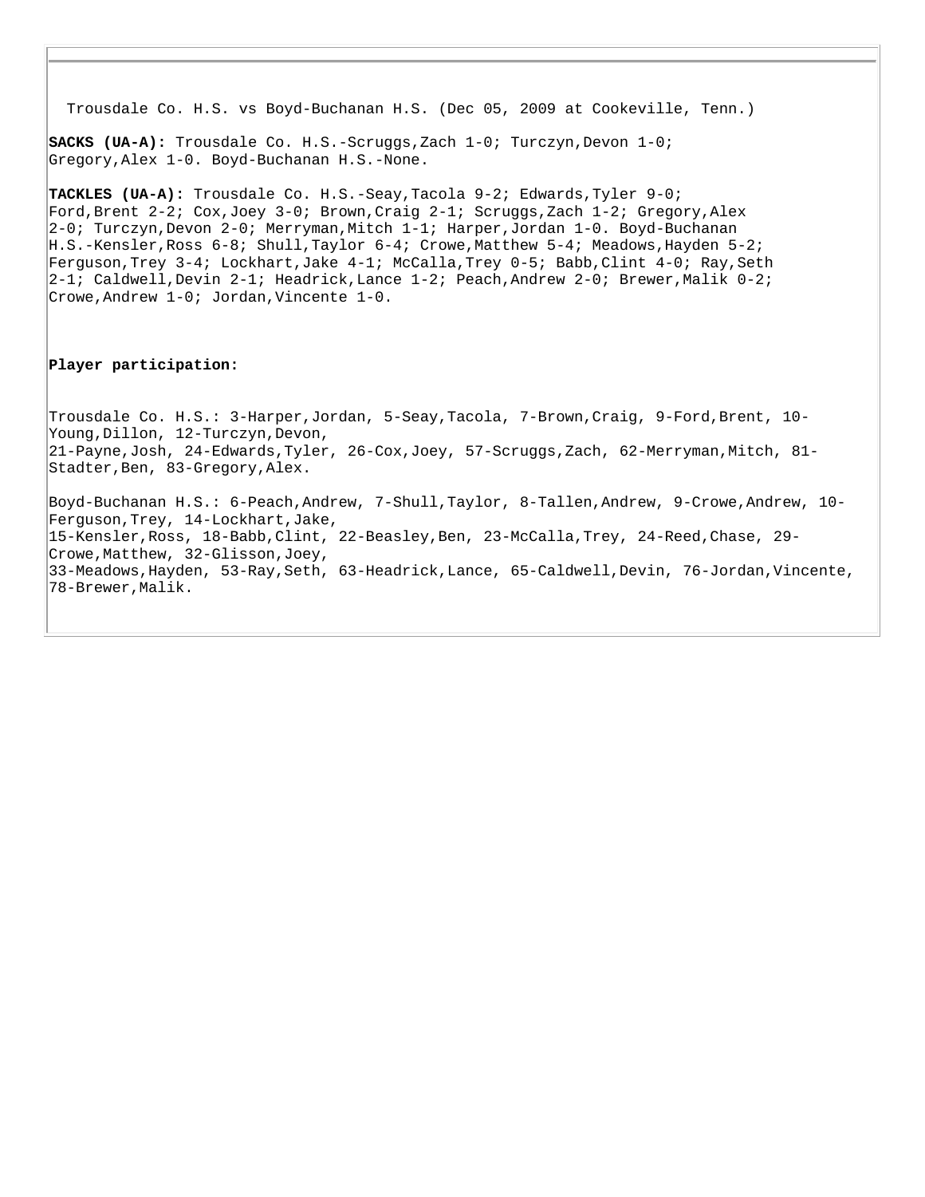Trousdale Co. H.S. vs Boyd-Buchanan H.S. (Dec 05, 2009 at Cookeville, Tenn.)

**SACKS (UA-A):** Trousdale Co. H.S.-Scruggs,Zach 1-0; Turczyn,Devon 1-0; Gregory,Alex 1-0. Boyd-Buchanan H.S.-None.

**TACKLES (UA-A):** Trousdale Co. H.S.-Seay,Tacola 9-2; Edwards,Tyler 9-0; Ford,Brent 2-2; Cox,Joey 3-0; Brown,Craig 2-1; Scruggs,Zach 1-2; Gregory,Alex 2-0; Turczyn,Devon 2-0; Merryman,Mitch 1-1; Harper,Jordan 1-0. Boyd-Buchanan H.S.-Kensler,Ross 6-8; Shull,Taylor 6-4; Crowe,Matthew 5-4; Meadows,Hayden 5-2; Ferguson,Trey 3-4; Lockhart,Jake 4-1; McCalla,Trey 0-5; Babb,Clint 4-0; Ray,Seth 2-1; Caldwell,Devin 2-1; Headrick,Lance 1-2; Peach,Andrew 2-0; Brewer,Malik 0-2; Crowe,Andrew 1-0; Jordan,Vincente 1-0.

**Player participation:**

Trousdale Co. H.S.: 3-Harper,Jordan, 5-Seay,Tacola, 7-Brown,Craig, 9-Ford,Brent, 10-Young,Dillon, 12-Turczyn,Devon, 21-Payne,Josh, 24-Edwards,Tyler, 26-Cox,Joey, 57-Scruggs,Zach, 62-Merryman,Mitch, 81-Stadter,Ben, 83-Gregory,Alex.

Boyd-Buchanan H.S.: 6-Peach,Andrew, 7-Shull,Taylor, 8-Tallen,Andrew, 9-Crowe,Andrew, 10-Ferguson,Trey, 14-Lockhart,Jake, 15-Kensler,Ross, 18-Babb,Clint, 22-Beasley,Ben, 23-McCalla,Trey, 24-Reed,Chase, 29-Crowe,Matthew, 32-Glisson,Joey, 33-Meadows,Hayden, 53-Ray,Seth, 63-Headrick,Lance, 65-Caldwell,Devin, 76-Jordan,Vincente, 78-Brewer,Malik.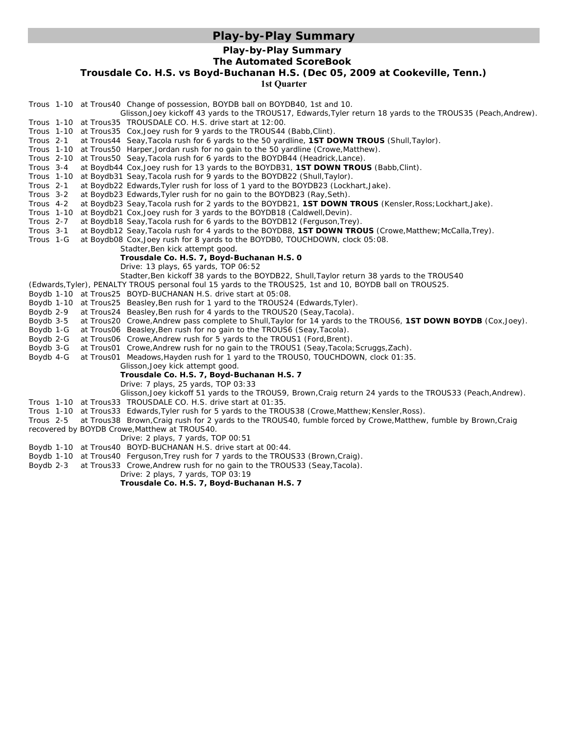## Play-by-Play Summary

### Play-by-Play Summary
### The Automated ScoreBook
### Trousdale Co. H.S. vs Boyd-Buchanan H.S. (Dec 05, 2009 at Cookeville, Tenn.)
#### 1st Quarter

Trous 1-10 at Trous40 Change of possession, BOYDB ball on BOYDB40, 1st and 10.
Glisson,Joey kickoff 43 yards to the TROUS17, Edwards,Tyler return 18 yards to the TROUS35 (Peach,Andrew).
Trous 1-10 at Trous35 TROUSDALE CO. H.S. drive start at 12:00.
Trous 1-10 at Trous35 Cox,Joey rush for 9 yards to the TROUS44 (Babb,Clint).
Trous 2-1 at Trous44 Seay,Tacola rush for 6 yards to the 50 yardline, **1ST DOWN TROUS** (Shull,Taylor).
Trous 1-10 at Trous50 Harper,Jordan rush for no gain to the 50 yardline (Crowe,Matthew).
Trous 2-10 at Trous50 Seay,Tacola rush for 6 yards to the BOYDB44 (Headrick,Lance).
Trous 3-4 at Boydb44 Cox,Joey rush for 13 yards to the BOYDB31, **1ST DOWN TROUS** (Babb,Clint).
Trous 1-10 at Boydb31 Seay,Tacola rush for 9 yards to the BOYDB22 (Shull,Taylor).
Trous 2-1 at Boydb22 Edwards,Tyler rush for loss of 1 yard to the BOYDB23 (Lockhart,Jake).
Trous 3-2 at Boydb23 Edwards,Tyler rush for no gain to the BOYDB23 (Ray,Seth).
Trous 4-2 at Boydb23 Seay,Tacola rush for 2 yards to the BOYDB21, **1ST DOWN TROUS** (Kensler,Ross;Lockhart,Jake).
Trous 1-10 at Boydb21 Cox,Joey rush for 3 yards to the BOYDB18 (Caldwell,Devin).
Trous 2-7 at Boydb18 Seay,Tacola rush for 6 yards to the BOYDB12 (Ferguson,Trey).
Trous 3-1 at Boydb12 Seay,Tacola rush for 4 yards to the BOYDB8, **1ST DOWN TROUS** (Crowe,Matthew;McCalla,Trey).
Trous 1-G at Boydb08 Cox,Joey rush for 8 yards to the BOYDB0, TOUCHDOWN, clock 05:08.
Stadter,Ben kick attempt good.
**Trousdale Co. H.S. 7, Boyd-Buchanan H.S. 0**
Drive: 13 plays, 65 yards, TOP 06:52
Stadter,Ben kickoff 38 yards to the BOYDB22, Shull,Taylor return 38 yards to the TROUS40 (Edwards,Tyler), PENALTY TROUS personal foul 15 yards to the TROUS25, 1st and 10, BOYDB ball on TROUS25.
Boydb 1-10 at Trous25 BOYD-BUCHANAN H.S. drive start at 05:08.
Boydb 1-10 at Trous25 Beasley,Ben rush for 1 yard to the TROUS24 (Edwards,Tyler).
Boydb 2-9 at Trous24 Beasley,Ben rush for 4 yards to the TROUS20 (Seay,Tacola).
Boydb 3-5 at Trous20 Crowe,Andrew pass complete to Shull,Taylor for 14 yards to the TROUS6, **1ST DOWN BOYDB** (Cox,Joey).
Boydb 1-G at Trous06 Beasley,Ben rush for no gain to the TROUS6 (Seay,Tacola).
Boydb 2-G at Trous06 Crowe,Andrew rush for 5 yards to the TROUS1 (Ford,Brent).
Boydb 3-G at Trous01 Crowe,Andrew rush for no gain to the TROUS1 (Seay,Tacola;Scruggs,Zach).
Boydb 4-G at Trous01 Meadows,Hayden rush for 1 yard to the TROUS0, TOUCHDOWN, clock 01:35.
Glisson,Joey kick attempt good.
**Trousdale Co. H.S. 7, Boyd-Buchanan H.S. 7**
Drive: 7 plays, 25 yards, TOP 03:33
Glisson,Joey kickoff 51 yards to the TROUS9, Brown,Craig return 24 yards to the TROUS33 (Peach,Andrew).
Trous 1-10 at Trous33 TROUSDALE CO. H.S. drive start at 01:35.
Trous 1-10 at Trous33 Edwards,Tyler rush for 5 yards to the TROUS38 (Crowe,Matthew;Kensler,Ross).
Trous 2-5 at Trous38 Brown,Craig rush for 2 yards to the TROUS40, fumble forced by Crowe,Matthew, fumble by Brown,Craig recovered by BOYDB Crowe,Matthew at TROUS40.
Drive: 2 plays, 7 yards, TOP 00:51
Boydb 1-10 at Trous40 BOYD-BUCHANAN H.S. drive start at 00:44.
Boydb 1-10 at Trous40 Ferguson,Trey rush for 7 yards to the TROUS33 (Brown,Craig).
Boydb 2-3 at Trous33 Crowe,Andrew rush for no gain to the TROUS33 (Seay,Tacola).
Drive: 2 plays, 7 yards, TOP 03:19
**Trousdale Co. H.S. 7, Boyd-Buchanan H.S. 7**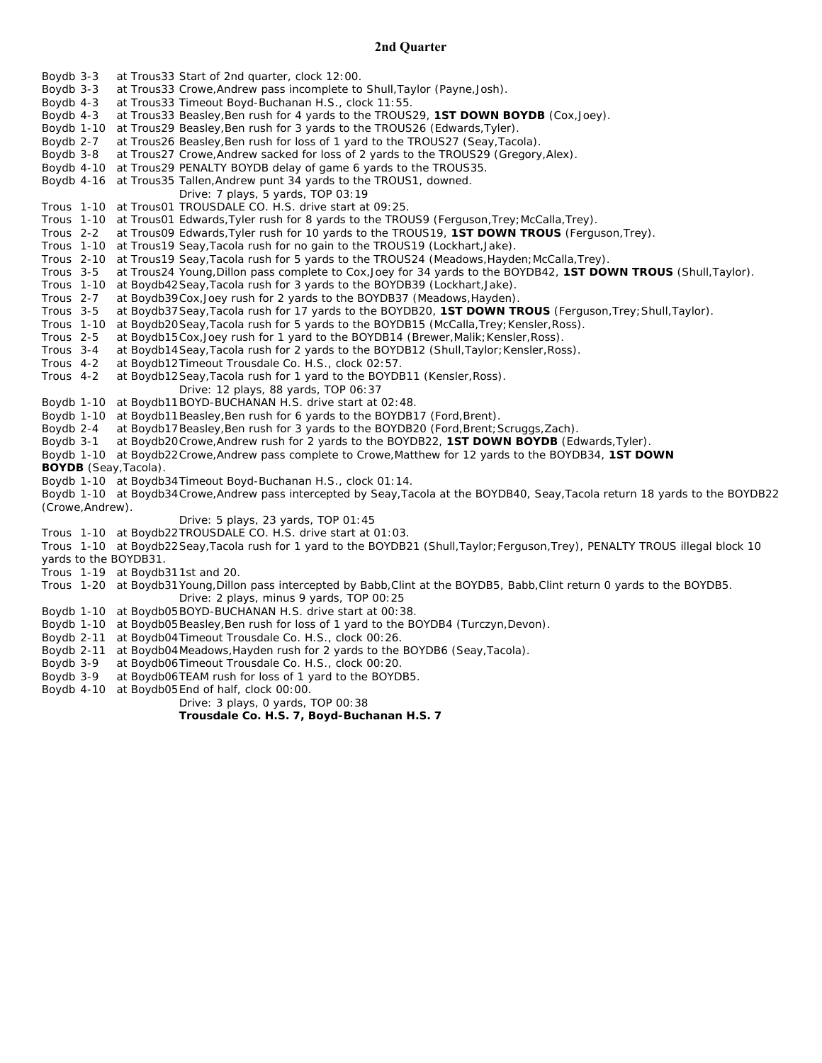## 2nd Quarter

Boydb 3-3 at Trous33 Start of 2nd quarter, clock 12:00.
Boydb 3-3 at Trous33 Crowe,Andrew pass incomplete to Shull,Taylor (Payne,Josh).
Boydb 4-3 at Trous33 Timeout Boyd-Buchanan H.S., clock 11:55.
Boydb 4-3 at Trous33 Beasley,Ben rush for 4 yards to the TROUS29, **1ST DOWN BOYDB** (Cox,Joey).
Boydb 1-10 at Trous29 Beasley,Ben rush for 3 yards to the TROUS26 (Edwards,Tyler).
Boydb 2-7 at Trous26 Beasley,Ben rush for loss of 1 yard to the TROUS27 (Seay,Tacola).
Boydb 3-8 at Trous27 Crowe,Andrew sacked for loss of 2 yards to the TROUS29 (Gregory,Alex).
Boydb 4-10 at Trous29 PENALTY BOYDB delay of game 6 yards to the TROUS35.
Boydb 4-16 at Trous35 Tallen,Andrew punt 34 yards to the TROUS1, downed.
Drive: 7 plays, 5 yards, TOP 03:19
Trous 1-10 at Trous01 TROUSDALE CO. H.S. drive start at 09:25.
Trous 1-10 at Trous01 Edwards,Tyler rush for 8 yards to the TROUS9 (Ferguson,Trey;McCalla,Trey).
Trous 2-2 at Trous09 Edwards,Tyler rush for 10 yards to the TROUS19, **1ST DOWN TROUS** (Ferguson,Trey).
Trous 1-10 at Trous19 Seay,Tacola rush for no gain to the TROUS19 (Lockhart,Jake).
Trous 2-10 at Trous19 Seay,Tacola rush for 5 yards to the TROUS24 (Meadows,Hayden;McCalla,Trey).
Trous 3-5 at Trous24 Young,Dillon pass complete to Cox,Joey for 34 yards to the BOYDB42, **1ST DOWN TROUS** (Shull,Taylor).
Trous 1-10 at Boydb42 Seay,Tacola rush for 3 yards to the BOYDB39 (Lockhart,Jake).
Trous 2-7 at Boydb39 Cox,Joey rush for 2 yards to the BOYDB37 (Meadows,Hayden).
Trous 3-5 at Boydb37 Seay,Tacola rush for 17 yards to the BOYDB20, **1ST DOWN TROUS** (Ferguson,Trey;Shull,Taylor).
Trous 1-10 at Boydb20 Seay,Tacola rush for 5 yards to the BOYDB15 (McCalla,Trey;Kensler,Ross).
Trous 2-5 at Boydb15 Cox,Joey rush for 1 yard to the BOYDB14 (Brewer,Malik;Kensler,Ross).
Trous 3-4 at Boydb14 Seay,Tacola rush for 2 yards to the BOYDB12 (Shull,Taylor;Kensler,Ross).
Trous 4-2 at Boydb12 Timeout Trousdale Co. H.S., clock 02:57.
Trous 4-2 at Boydb12 Seay,Tacola rush for 1 yard to the BOYDB11 (Kensler,Ross).
Drive: 12 plays, 88 yards, TOP 06:37
Boydb 1-10 at Boydb11 BOYD-BUCHANAN H.S. drive start at 02:48.
Boydb 1-10 at Boydb11 Beasley,Ben rush for 6 yards to the BOYDB17 (Ford,Brent).
Boydb 2-4 at Boydb17 Beasley,Ben rush for 3 yards to the BOYDB20 (Ford,Brent;Scruggs,Zach).
Boydb 3-1 at Boydb20 Crowe,Andrew rush for 2 yards to the BOYDB22, **1ST DOWN BOYDB** (Edwards,Tyler).
Boydb 1-10 at Boydb22 Crowe,Andrew pass complete to Crowe,Matthew for 12 yards to the BOYDB34, **1ST DOWN BOYDB** (Seay,Tacola).
Boydb 1-10 at Boydb34 Timeout Boyd-Buchanan H.S., clock 01:14.
Boydb 1-10 at Boydb34 Crowe,Andrew pass intercepted by Seay,Tacola at the BOYDB40, Seay,Tacola return 18 yards to the BOYDB22 (Crowe,Andrew).
Drive: 5 plays, 23 yards, TOP 01:45
Trous 1-10 at Boydb22 TROUSDALE CO. H.S. drive start at 01:03.
Trous 1-10 at Boydb22 Seay,Tacola rush for 1 yard to the BOYDB21 (Shull,Taylor;Ferguson,Trey), PENALTY TROUS illegal block 10 yards to the BOYDB31.
Trous 1-19 at Boydb31 1st and 20.
Trous 1-20 at Boydb31 Young,Dillon pass intercepted by Babb,Clint at the BOYDB5, Babb,Clint return 0 yards to the BOYDB5.
Drive: 2 plays, minus 9 yards, TOP 00:25
Boydb 1-10 at Boydb05 BOYD-BUCHANAN H.S. drive start at 00:38.
Boydb 1-10 at Boydb05 Beasley,Ben rush for loss of 1 yard to the BOYDB4 (Turczyn,Devon).
Boydb 2-11 at Boydb04 Timeout Trousdale Co. H.S., clock 00:26.
Boydb 2-11 at Boydb04 Meadows,Hayden rush for 2 yards to the BOYDB6 (Seay,Tacola).
Boydb 3-9 at Boydb06 Timeout Trousdale Co. H.S., clock 00:20.
Boydb 3-9 at Boydb06 TEAM rush for loss of 1 yard to the BOYDB5.
Boydb 4-10 at Boydb05 End of half, clock 00:00.
Drive: 3 plays, 0 yards, TOP 00:38
**Trousdale Co. H.S. 7, Boyd-Buchanan H.S. 7**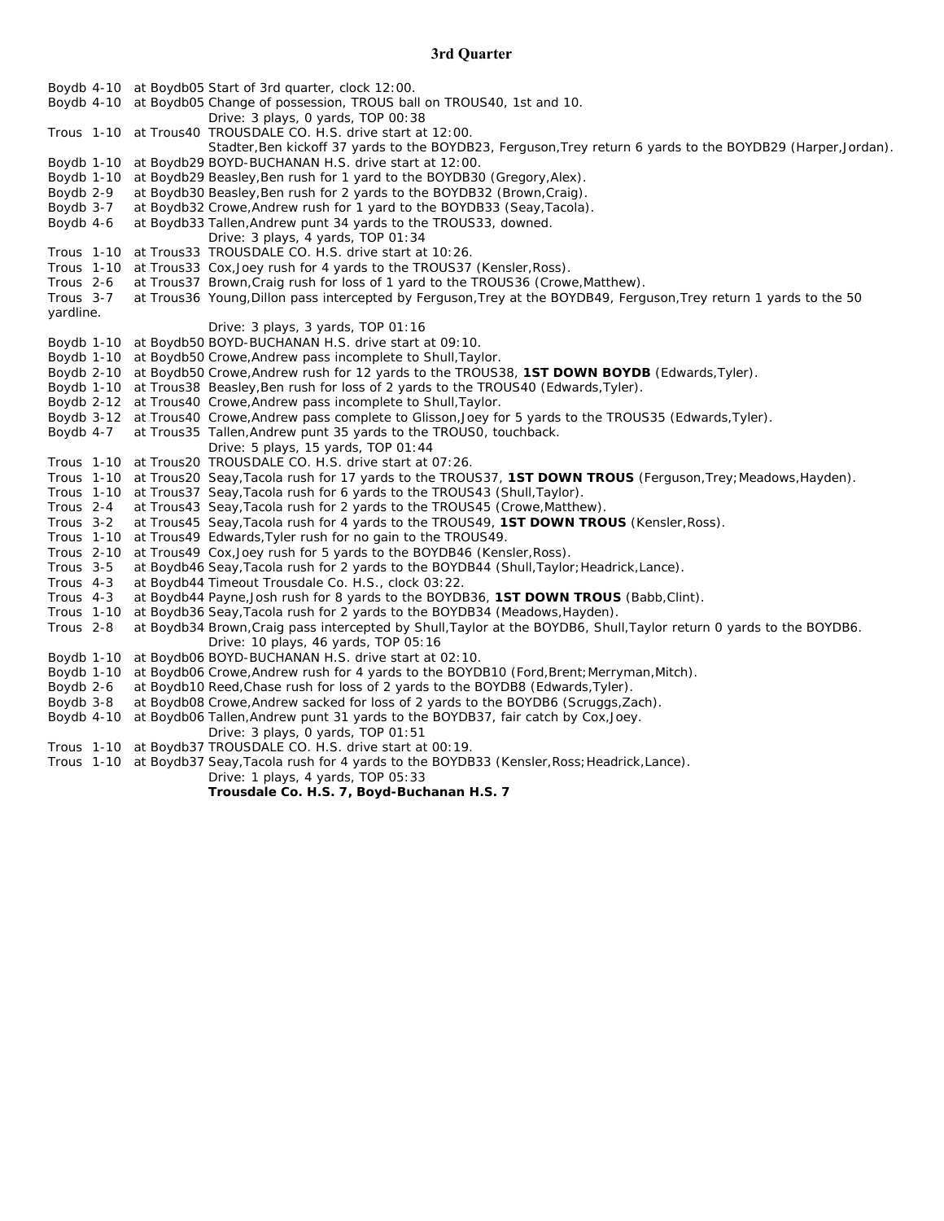# 3rd Quarter

| | | |
|---|---|---|
| Boydb 4-10 | at Boydb05 | Start of 3rd quarter, clock 12:00. |
| Boydb 4-10 | at Boydb05 | Change of possession, TROUS ball on TROUS40, 1st and 10. |
| | | Drive: 3 plays, 0 yards, TOP 00:38 |
| Trous 1-10 | at Trous40 | TROUSDALE CO. H.S. drive start at 12:00. |
| | | Stadter,Ben kickoff 37 yards to the BOYDB23, Ferguson,Trey return 6 yards to the BOYDB29 (Harper,Jordan). |
| Boydb 1-10 | at Boydb29 | BOYD-BUCHANAN H.S. drive start at 12:00. |
| Boydb 1-10 | at Boydb29 | Beasley,Ben rush for 1 yard to the BOYDB30 (Gregory,Alex). |
| Boydb 2-9 | at Boydb30 | Beasley,Ben rush for 2 yards to the BOYDB32 (Brown,Craig). |
| Boydb 3-7 | at Boydb32 | Crowe,Andrew rush for 1 yard to the BOYDB33 (Seay,Tacola). |
| Boydb 4-6 | at Boydb33 | Tallen,Andrew punt 34 yards to the TROUS33, downed. |
| | | Drive: 3 plays, 4 yards, TOP 01:34 |
| Trous 1-10 | at Trous33 | TROUSDALE CO. H.S. drive start at 10:26. |
| Trous 1-10 | at Trous33 | Cox,Joey rush for 4 yards to the TROUS37 (Kensler,Ross). |
| Trous 2-6 | at Trous37 | Brown,Craig rush for loss of 1 yard to the TROUS36 (Crowe,Matthew). |
| Trous 3-7 | at Trous36 | Young,Dillon pass intercepted by Ferguson,Trey at the BOYDB49, Ferguson,Trey return 1 yards to the 50 yardline. |
| | | Drive: 3 plays, 3 yards, TOP 01:16 |
| Boydb 1-10 | at Boydb50 | BOYD-BUCHANAN H.S. drive start at 09:10. |
| Boydb 1-10 | at Boydb50 | Crowe,Andrew pass incomplete to Shull,Taylor. |
| Boydb 2-10 | at Boydb50 | Crowe,Andrew rush for 12 yards to the TROUS38, **1ST DOWN BOYDB** (Edwards,Tyler). |
| Boydb 1-10 | at Trous38 | Beasley,Ben rush for loss of 2 yards to the TROUS40 (Edwards,Tyler). |
| Boydb 2-12 | at Trous40 | Crowe,Andrew pass incomplete to Shull,Taylor. |
| Boydb 3-12 | at Trous40 | Crowe,Andrew pass complete to Glisson,Joey for 5 yards to the TROUS35 (Edwards,Tyler). |
| Boydb 4-7 | at Trous35 | Tallen,Andrew punt 35 yards to the TROUS0, touchback. |
| | | Drive: 5 plays, 15 yards, TOP 01:44 |
| Trous 1-10 | at Trous20 | TROUSDALE CO. H.S. drive start at 07:26. |
| Trous 1-10 | at Trous20 | Seay,Tacola rush for 17 yards to the TROUS37, **1ST DOWN TROUS** (Ferguson,Trey;Meadows,Hayden). |
| Trous 1-10 | at Trous37 | Seay,Tacola rush for 6 yards to the TROUS43 (Shull,Taylor). |
| Trous 2-4 | at Trous43 | Seay,Tacola rush for 2 yards to the TROUS45 (Crowe,Matthew). |
| Trous 3-2 | at Trous45 | Seay,Tacola rush for 4 yards to the TROUS49, **1ST DOWN TROUS** (Kensler,Ross). |
| Trous 1-10 | at Trous49 | Edwards,Tyler rush for no gain to the TROUS49. |
| Trous 2-10 | at Trous49 | Cox,Joey rush for 5 yards to the BOYDB46 (Kensler,Ross). |
| Trous 3-5 | at Boydb46 | Seay,Tacola rush for 2 yards to the BOYDB44 (Shull,Taylor;Headrick,Lance). |
| Trous 4-3 | at Boydb44 | Timeout Trousdale Co. H.S., clock 03:22. |
| Trous 4-3 | at Boydb44 | Payne,Josh rush for 8 yards to the BOYDB36, **1ST DOWN TROUS** (Babb,Clint). |
| Trous 1-10 | at Boydb36 | Seay,Tacola rush for 2 yards to the BOYDB34 (Meadows,Hayden). |
| Trous 2-8 | at Boydb34 | Brown,Craig pass intercepted by Shull,Taylor at the BOYDB6, Shull,Taylor return 0 yards to the BOYDB6. |
| | | Drive: 10 plays, 46 yards, TOP 05:16 |
| Boydb 1-10 | at Boydb06 | BOYD-BUCHANAN H.S. drive start at 02:10. |
| Boydb 1-10 | at Boydb06 | Crowe,Andrew rush for 4 yards to the BOYDB10 (Ford,Brent;Merryman,Mitch). |
| Boydb 2-6 | at Boydb10 | Reed,Chase rush for loss of 2 yards to the BOYDB8 (Edwards,Tyler). |
| Boydb 3-8 | at Boydb08 | Crowe,Andrew sacked for loss of 2 yards to the BOYDB6 (Scruggs,Zach). |
| Boydb 4-10 | at Boydb06 | Tallen,Andrew punt 31 yards to the BOYDB37, fair catch by Cox,Joey. |
| | | Drive: 3 plays, 0 yards, TOP 01:51 |
| Trous 1-10 | at Boydb37 | TROUSDALE CO. H.S. drive start at 00:19. |
| Trous 1-10 | at Boydb37 | Seay,Tacola rush for 4 yards to the BOYDB33 (Kensler,Ross;Headrick,Lance). |
| | | Drive: 1 plays, 4 yards, TOP 05:33 |
| | | **Trousdale Co. H.S. 7, Boyd-Buchanan H.S. 7** |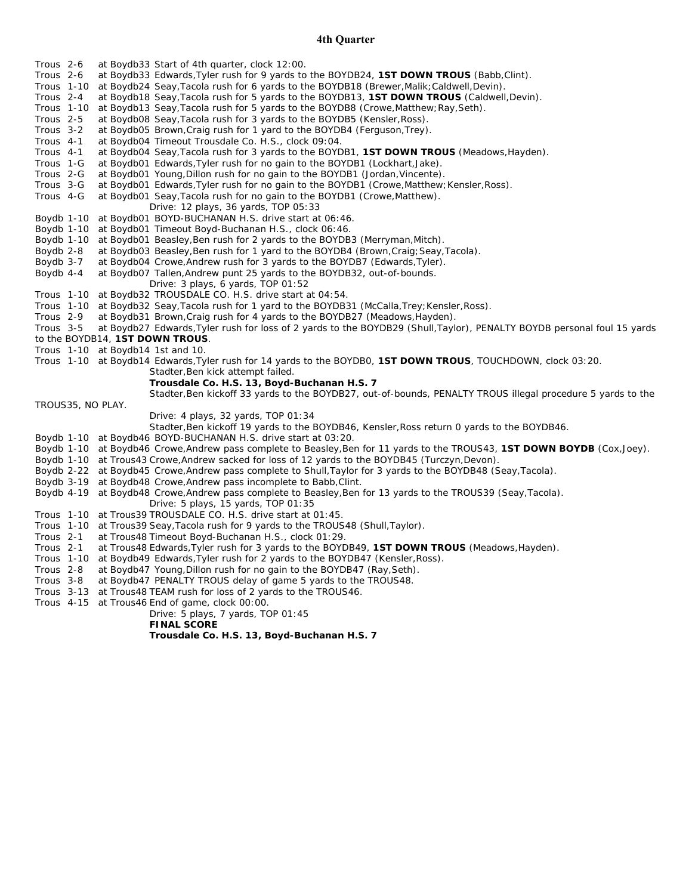# 4th Quarter

Trous 2-6 at Boydb33 Start of 4th quarter, clock 12:00.
Trous 2-6 at Boydb33 Edwards,Tyler rush for 9 yards to the BOYDB24, **1ST DOWN TROUS** (Babb,Clint).
Trous 1-10 at Boydb24 Seay,Tacola rush for 6 yards to the BOYDB18 (Brewer,Malik;Caldwell,Devin).
Trous 2-4 at Boydb18 Seay,Tacola rush for 5 yards to the BOYDB13, **1ST DOWN TROUS** (Caldwell,Devin).
Trous 1-10 at Boydb13 Seay,Tacola rush for 5 yards to the BOYDB8 (Crowe,Matthew;Ray,Seth).
Trous 2-5 at Boydb08 Seay,Tacola rush for 3 yards to the BOYDB5 (Kensler,Ross).
Trous 3-2 at Boydb05 Brown,Craig rush for 1 yard to the BOYDB4 (Ferguson,Trey).
Trous 4-1 at Boydb04 Timeout Trousdale Co. H.S., clock 09:04.
Trous 4-1 at Boydb04 Seay,Tacola rush for 3 yards to the BOYDB1, **1ST DOWN TROUS** (Meadows,Hayden).
Trous 1-G at Boydb01 Edwards,Tyler rush for no gain to the BOYDB1 (Lockhart,Jake).
Trous 2-G at Boydb01 Young,Dillon rush for no gain to the BOYDB1 (Jordan,Vincente).
Trous 3-G at Boydb01 Edwards,Tyler rush for no gain to the BOYDB1 (Crowe,Matthew;Kensler,Ross).
Trous 4-G at Boydb01 Seay,Tacola rush for no gain to the BOYDB1 (Crowe,Matthew).
Drive: 12 plays, 36 yards, TOP 05:33
Boydb 1-10 at Boydb01 BOYD-BUCHANAN H.S. drive start at 06:46.
Boydb 1-10 at Boydb01 Timeout Boyd-Buchanan H.S., clock 06:46.
Boydb 1-10 at Boydb01 Beasley,Ben rush for 2 yards to the BOYDB3 (Merryman,Mitch).
Boydb 2-8 at Boydb03 Beasley,Ben rush for 1 yard to the BOYDB4 (Brown,Craig;Seay,Tacola).
Boydb 3-7 at Boydb04 Crowe,Andrew rush for 3 yards to the BOYDB7 (Edwards,Tyler).
Boydb 4-4 at Boydb07 Tallen,Andrew punt 25 yards to the BOYDB32, out-of-bounds.
Drive: 3 plays, 6 yards, TOP 01:52
Trous 1-10 at Boydb32 TROUSDALE CO. H.S. drive start at 04:54.
Trous 1-10 at Boydb32 Seay,Tacola rush for 1 yard to the BOYDB31 (McCalla,Trey;Kensler,Ross).
Trous 2-9 at Boydb31 Brown,Craig rush for 4 yards to the BOYDB27 (Meadows,Hayden).
Trous 3-5 at Boydb27 Edwards,Tyler rush for loss of 2 yards to the BOYDB29 (Shull,Taylor), PENALTY BOYDB personal foul 15 yards to the BOYDB14, **1ST DOWN TROUS**.
Trous 1-10 at Boydb14 1st and 10.
Trous 1-10 at Boydb14 Edwards,Tyler rush for 14 yards to the BOYDB0, **1ST DOWN TROUS**, TOUCHDOWN, clock 03:20.
Stadter,Ben kick attempt failed.
**Trousdale Co. H.S. 13, Boyd-Buchanan H.S. 7**
Stadter,Ben kickoff 33 yards to the BOYDB27, out-of-bounds, PENALTY TROUS illegal procedure 5 yards to the TROUS35, NO PLAY.
Drive: 4 plays, 32 yards, TOP 01:34
Stadter,Ben kickoff 19 yards to the BOYDB46, Kensler,Ross return 0 yards to the BOYDB46.
Boydb 1-10 at Boydb46 BOYD-BUCHANAN H.S. drive start at 03:20.
Boydb 1-10 at Boydb46 Crowe,Andrew pass complete to Beasley,Ben for 11 yards to the TROUS43, **1ST DOWN BOYDB** (Cox,Joey).
Boydb 1-10 at Trous43 Crowe,Andrew sacked for loss of 12 yards to the BOYDB45 (Turczyn,Devon).
Boydb 2-22 at Boydb45 Crowe,Andrew pass complete to Shull,Taylor for 3 yards to the BOYDB48 (Seay,Tacola).
Boydb 3-19 at Boydb48 Crowe,Andrew pass incomplete to Babb,Clint.
Boydb 4-19 at Boydb48 Crowe,Andrew pass complete to Beasley,Ben for 13 yards to the TROUS39 (Seay,Tacola).
Drive: 5 plays, 15 yards, TOP 01:35
Trous 1-10 at Trous39 TROUSDALE CO. H.S. drive start at 01:45.
Trous 1-10 at Trous39 Seay,Tacola rush for 9 yards to the TROUS48 (Shull,Taylor).
Trous 2-1 at Trous48 Timeout Boyd-Buchanan H.S., clock 01:29.
Trous 2-1 at Trous48 Edwards,Tyler rush for 3 yards to the BOYDB49, **1ST DOWN TROUS** (Meadows,Hayden).
Trous 1-10 at Boydb49 Edwards,Tyler rush for 2 yards to the BOYDB47 (Kensler,Ross).
Trous 2-8 at Boydb47 Young,Dillon rush for no gain to the BOYDB47 (Ray,Seth).
Trous 3-8 at Boydb47 PENALTY TROUS delay of game 5 yards to the TROUS48.
Trous 3-13 at Trous48 TEAM rush for loss of 2 yards to the TROUS46.
Trous 4-15 at Trous46 End of game, clock 00:00.
Drive: 5 plays, 7 yards, TOP 01:45
**FINAL SCORE**
**Trousdale Co. H.S. 13, Boyd-Buchanan H.S. 7**